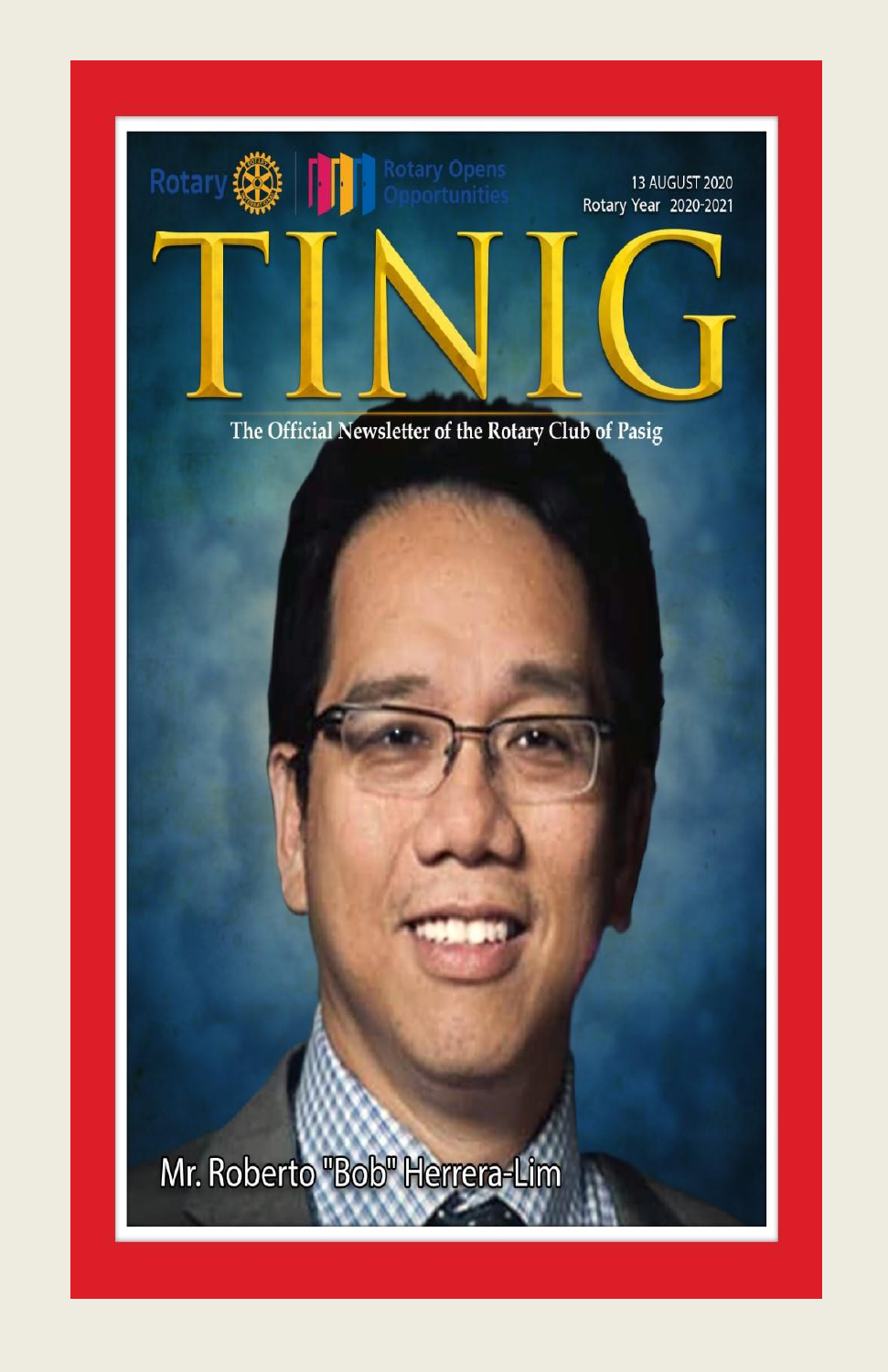Rotary | Rotary Opens Opportunities

13 AUGUST 2020
Rotary Year 2020-2021

# TINIG

The Official Newsletter of the Rotary Club of Pasig

Mr. Roberto "Bob" Herrera-Lim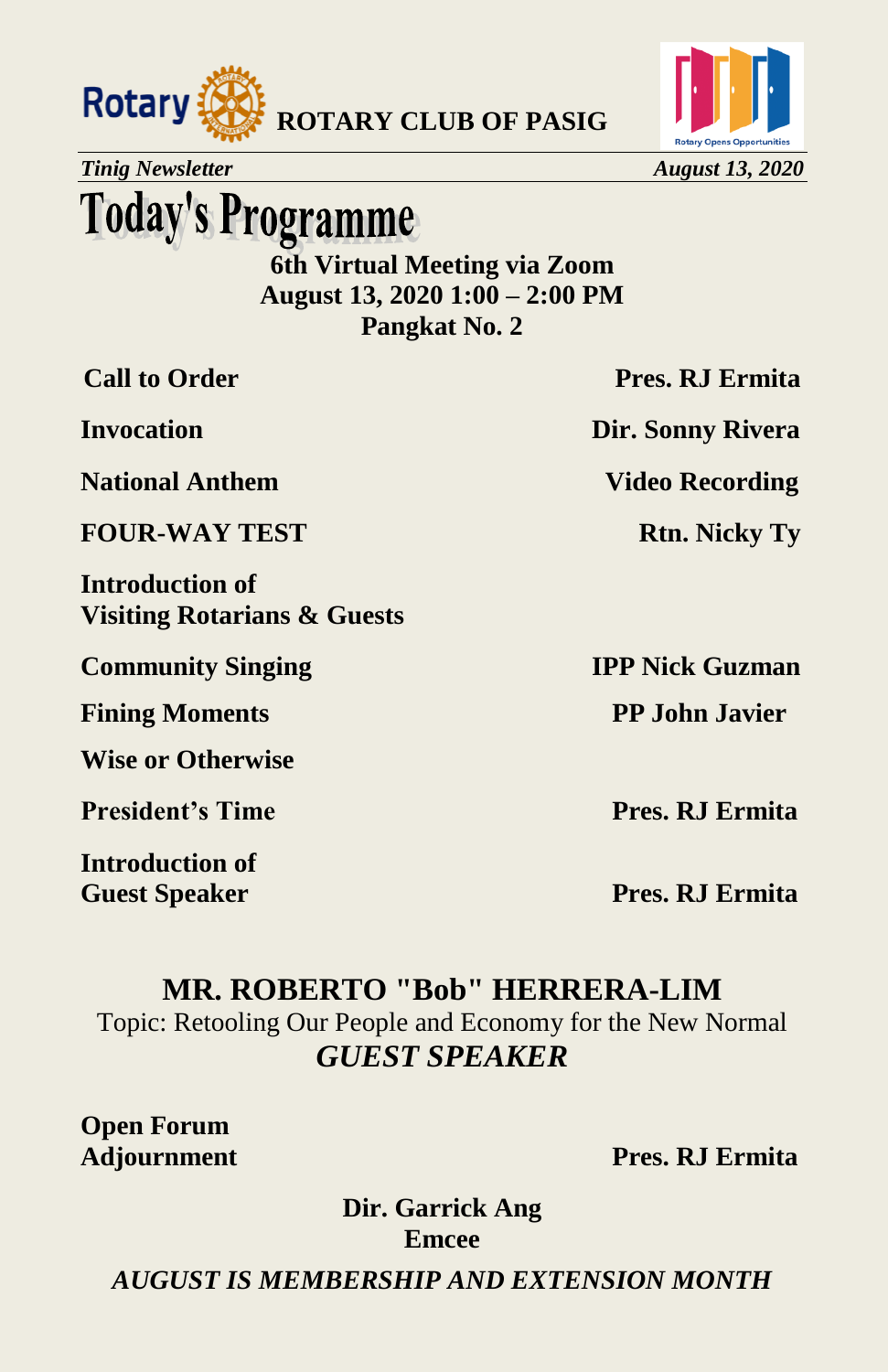# Today's Programme

**6th Virtual Meeting via Zoom**
**August 13, 2020 1:00 – 2:00 PM**
**Pangkat No. 2**

| | |
|---|---|
| **Call to Order** | **Pres. RJ Ermita** |
| **Invocation** | **Dir. Sonny Rivera** |
| **National Anthem** | **Video Recording** |
| **FOUR-WAY TEST** | **Rtn. Nicky Ty** |
| **Introduction of Visiting Rotarians & Guests** | |
| **Community Singing** | **IPP Nick Guzman** |
| **Fining Moments** | **PP John Javier** |
| **Wise or Otherwise** | |
| **President's Time** | **Pres. RJ Ermita** |
| **Introduction of Guest Speaker** | **Pres. RJ Ermita** |

## MR. ROBERTO "Bob" HERRERA-LIM

Topic: Retooling Our People and Economy for the New Normal

***GUEST SPEAKER***

| | |
|---|---|
| **Open Forum** | |
| **Adjournment** | **Pres. RJ Ermita** |

**Dir. Garrick Ang**
**Emcee**

***AUGUST IS MEMBERSHIP AND EXTENSION MONTH***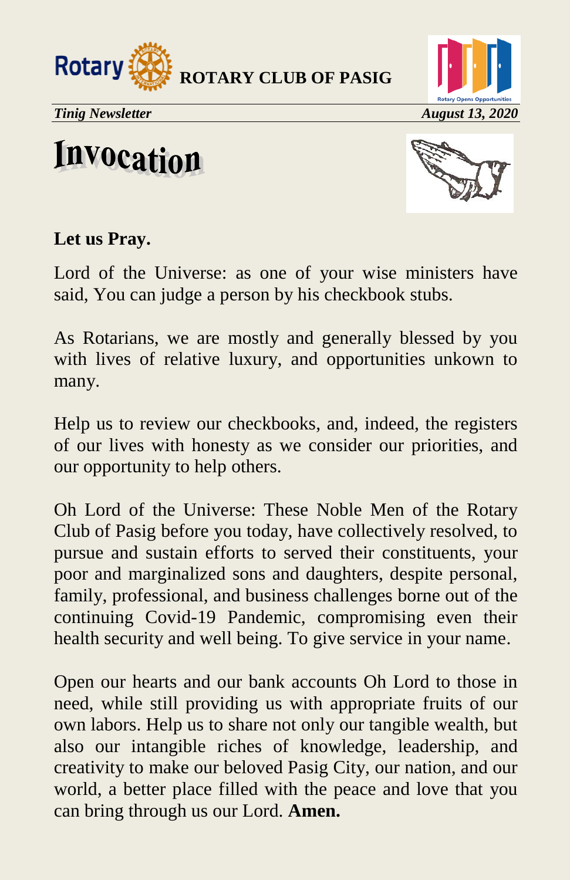# Invocation

**Let us Pray.**

Lord of the Universe: as one of your wise ministers have said, You can judge a person by his checkbook stubs.

As Rotarians, we are mostly and generally blessed by you with lives of relative luxury, and opportunities unkown to many.

Help us to review our checkbooks, and, indeed, the registers of our lives with honesty as we consider our priorities, and our opportunity to help others.

Oh Lord of the Universe: These Noble Men of the Rotary Club of Pasig before you today, have collectively resolved, to pursue and sustain efforts to served their constituents, your poor and marginalized sons and daughters, despite personal, family, professional, and business challenges borne out of the continuing Covid-19 Pandemic, compromising even their health security and well being. To give service in your name.

Open our hearts and our bank accounts Oh Lord to those in need, while still providing us with appropriate fruits of our own labors. Help us to share not only our tangible wealth, but also our intangible riches of knowledge, leadership, and creativity to make our beloved Pasig City, our nation, and our world, a better place filled with the peace and love that you can bring through us our Lord. **Amen.**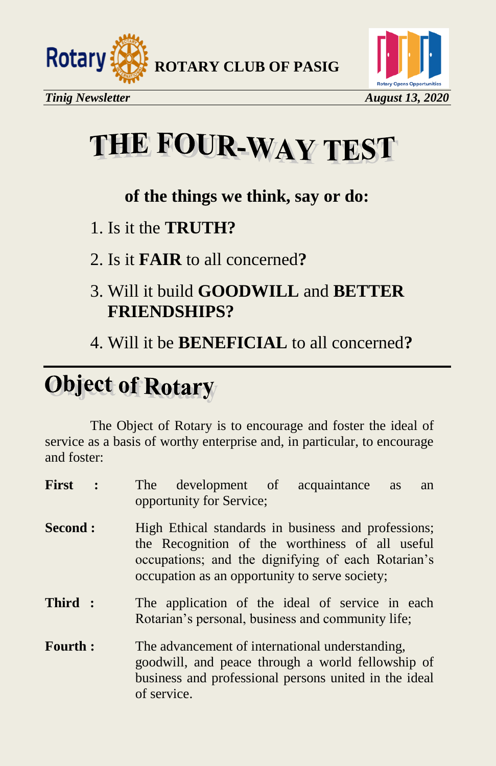# THE FOUR-WAY TEST

**of the things we think, say or do:**

1. Is it the **TRUTH?**
2. Is it **FAIR** to all concerned**?**
3. Will it build **GOODWILL** and **BETTER FRIENDSHIPS?**
4. Will it be **BENEFICIAL** to all concerned**?**

# Object of Rotary

The Object of Rotary is to encourage and foster the ideal of service as a basis of worthy enterprise and, in particular, to encourage and foster:

**First :** The development of acquaintance as an opportunity for Service;

**Second :** High Ethical standards in business and professions; the Recognition of the worthiness of all useful occupations; and the dignifying of each Rotarian's occupation as an opportunity to serve society;

**Third :** The application of the ideal of service in each Rotarian's personal, business and community life;

**Fourth :** The advancement of international understanding, goodwill, and peace through a world fellowship of business and professional persons united in the ideal of service.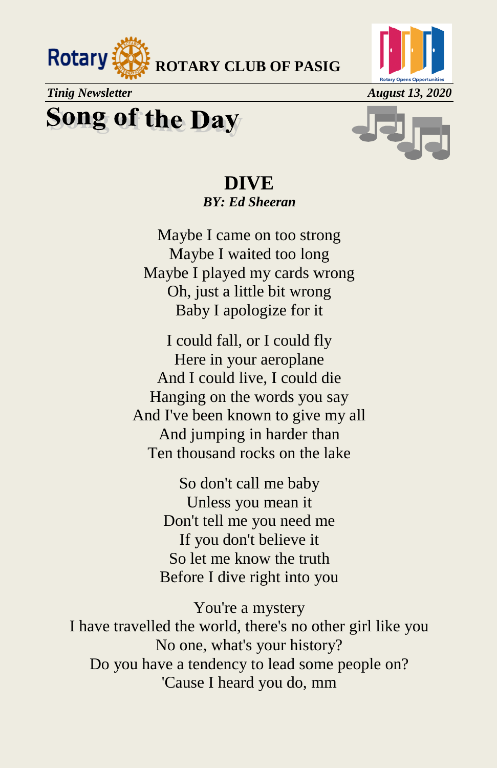# Song of the Day

## DIVE

***BY: Ed Sheeran***

Maybe I came on too strong
Maybe I waited too long
Maybe I played my cards wrong
Oh, just a little bit wrong
Baby I apologize for it

I could fall, or I could fly
Here in your aeroplane
And I could live, I could die
Hanging on the words you say
And I've been known to give my all
And jumping in harder than
Ten thousand rocks on the lake

So don't call me baby
Unless you mean it
Don't tell me you need me
If you don't believe it
So let me know the truth
Before I dive right into you

You're a mystery
I have travelled the world, there's no other girl like you
No one, what's your history?
Do you have a tendency to lead some people on?
'Cause I heard you do, mm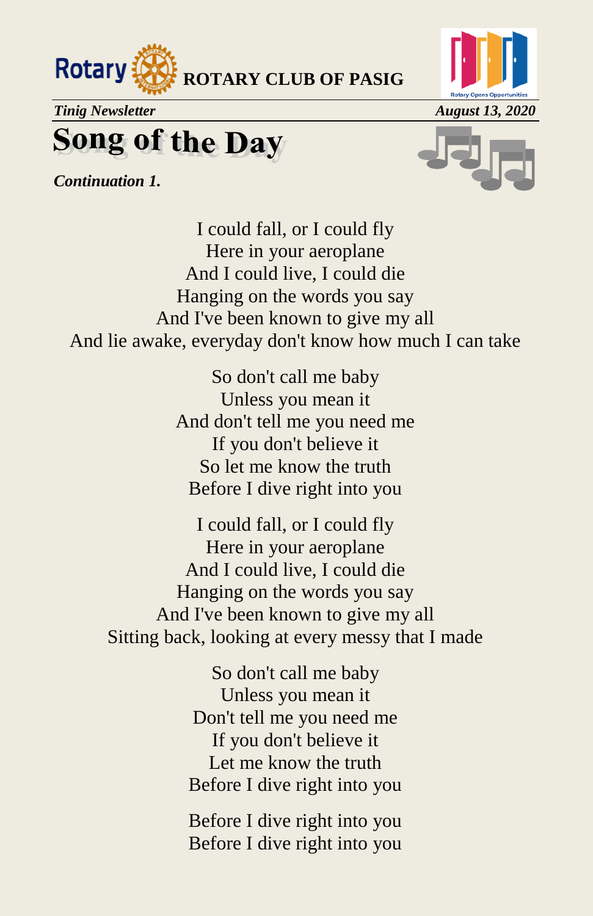# Song of the Day

***Continuation 1.***

I could fall, or I could fly
Here in your aeroplane
And I could live, I could die
Hanging on the words you say
And I've been known to give my all
And lie awake, everyday don't know how much I can take

So don't call me baby
Unless you mean it
And don't tell me you need me
If you don't believe it
So let me know the truth
Before I dive right into you

I could fall, or I could fly
Here in your aeroplane
And I could live, I could die
Hanging on the words you say
And I've been known to give my all
Sitting back, looking at every messy that I made

So don't call me baby
Unless you mean it
Don't tell me you need me
If you don't believe it
Let me know the truth
Before I dive right into you

Before I dive right into you
Before I dive right into you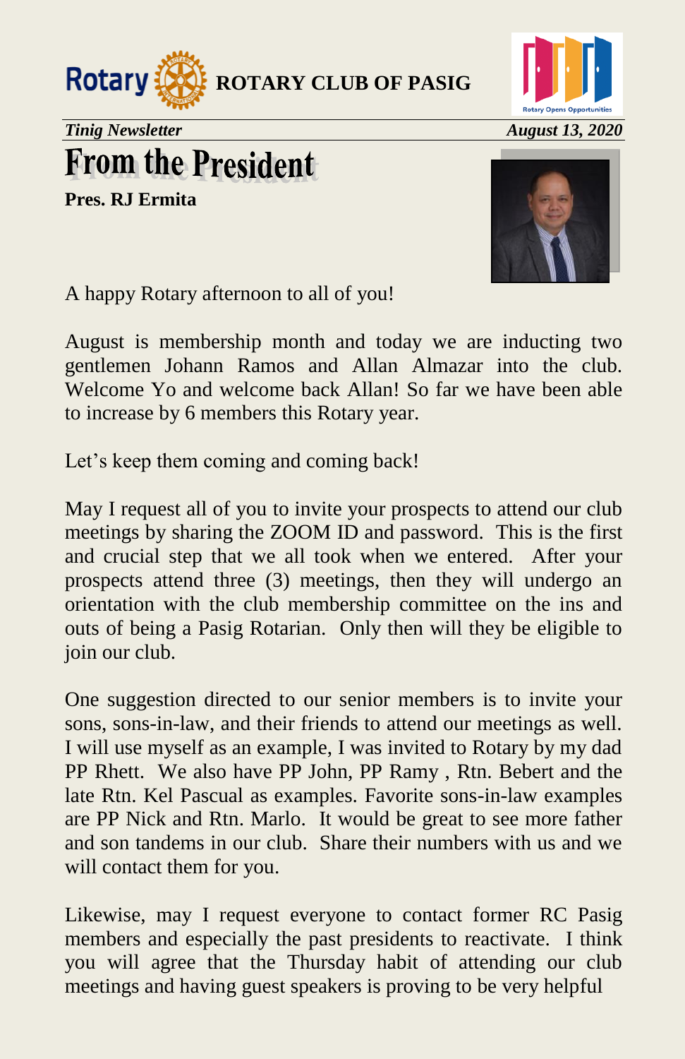**ROTARY CLUB OF PASIG**

*Tinig Newsletter* *August 13, 2020*

# From the President

**Pres. RJ Ermita**

A happy Rotary afternoon to all of you!

August is membership month and today we are inducting two gentlemen Johann Ramos and Allan Almazar into the club. Welcome Yo and welcome back Allan! So far we have been able to increase by 6 members this Rotary year.

Let's keep them coming and coming back!

May I request all of you to invite your prospects to attend our club meetings by sharing the ZOOM ID and password. This is the first and crucial step that we all took when we entered. After your prospects attend three (3) meetings, then they will undergo an orientation with the club membership committee on the ins and outs of being a Pasig Rotarian. Only then will they be eligible to join our club.

One suggestion directed to our senior members is to invite your sons, sons-in-law, and their friends to attend our meetings as well. I will use myself as an example, I was invited to Rotary by my dad PP Rhett. We also have PP John, PP Ramy , Rtn. Bebert and the late Rtn. Kel Pascual as examples. Favorite sons-in-law examples are PP Nick and Rtn. Marlo. It would be great to see more father and son tandems in our club. Share their numbers with us and we will contact them for you.

Likewise, may I request everyone to contact former RC Pasig members and especially the past presidents to reactivate. I think you will agree that the Thursday habit of attending our club meetings and having guest speakers is proving to be very helpful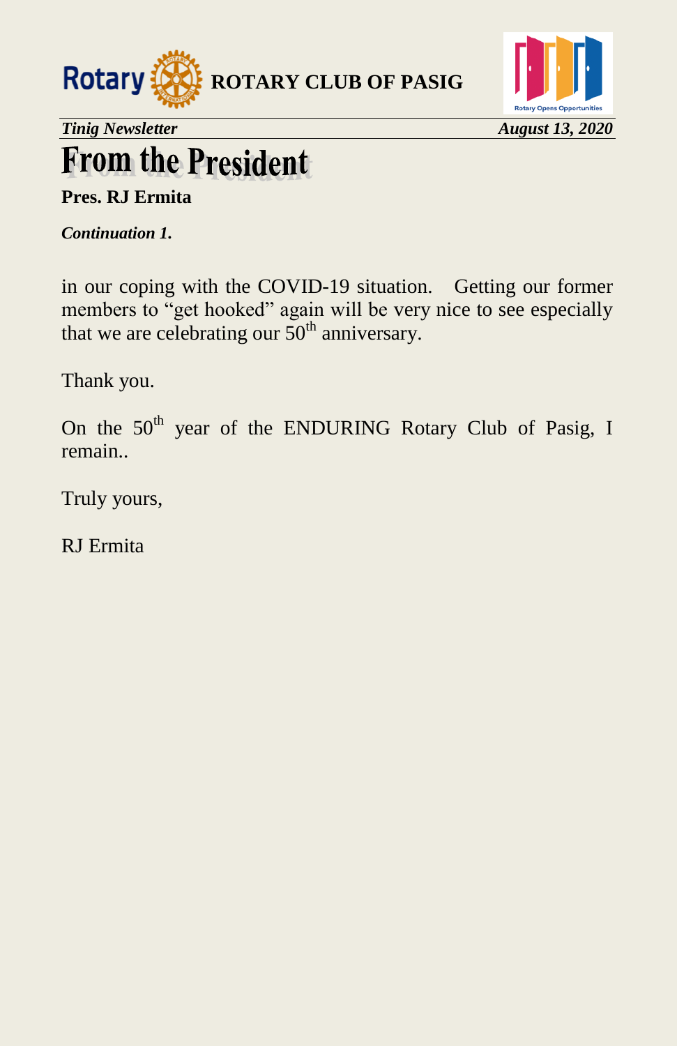# From the President

**Pres. RJ Ermita**

***Continuation 1.***

in our coping with the COVID-19 situation. Getting our former members to "get hooked" again will be very nice to see especially that we are celebrating our $50^{th}$ anniversary.

Thank you.

On the $50^{th}$ year of the ENDURING Rotary Club of Pasig, I remain..

Truly yours,

RJ Ermita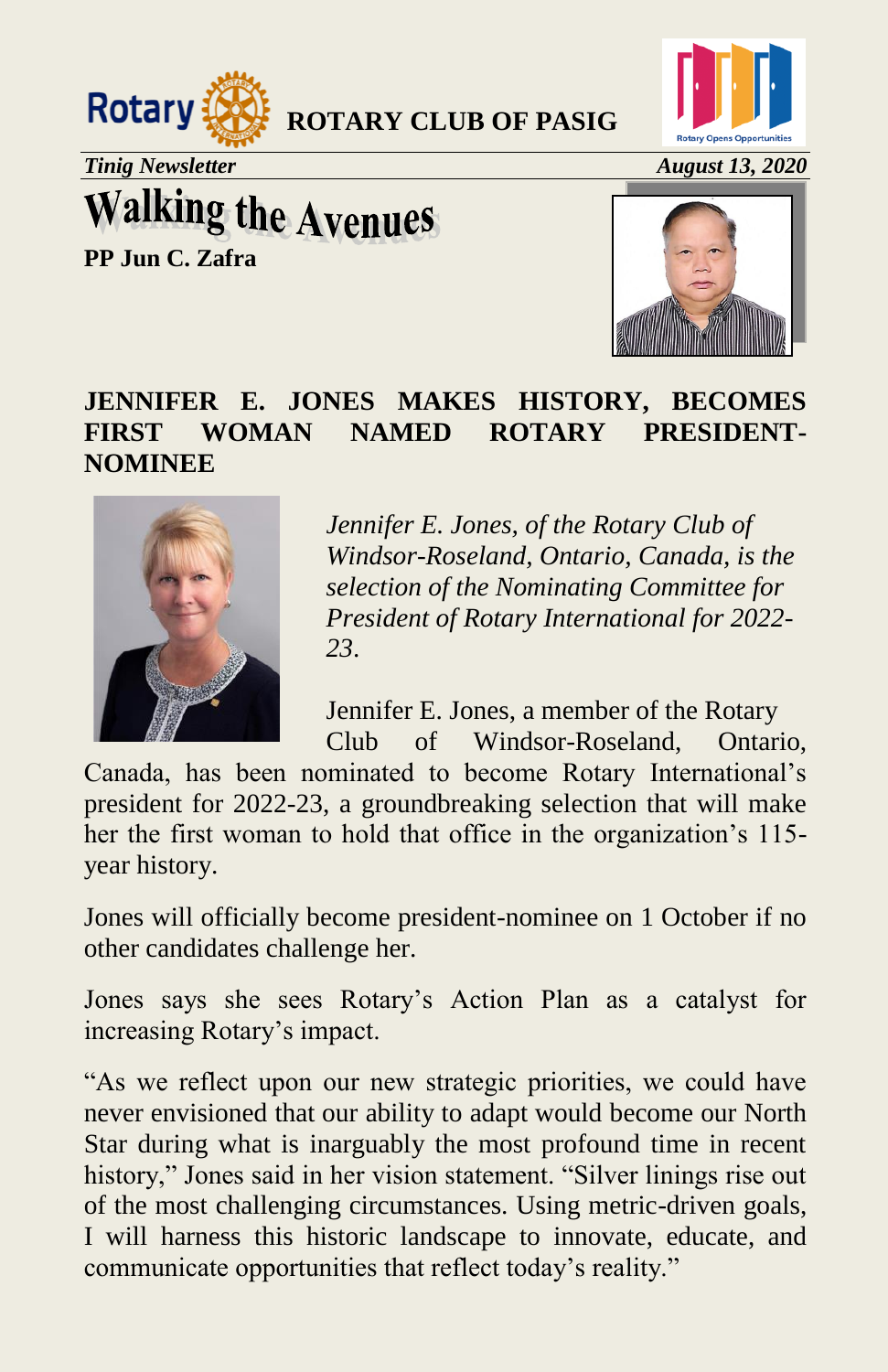# Walking the Avenues

**PP Jun C. Zafra**

## JENNIFER E. JONES MAKES HISTORY, BECOMES FIRST WOMAN NAMED ROTARY PRESIDENT-NOMINEE

*Jennifer E. Jones, of the Rotary Club of Windsor-Roseland, Ontario, Canada, is the selection of the Nominating Committee for President of Rotary International for 2022-23.*

Jennifer E. Jones, a member of the Rotary Club of Windsor-Roseland, Ontario, Canada, has been nominated to become Rotary International's president for 2022-23, a groundbreaking selection that will make her the first woman to hold that office in the organization's 115-year history.

Jones will officially become president-nominee on 1 October if no other candidates challenge her.

Jones says she sees Rotary's Action Plan as a catalyst for increasing Rotary's impact.

"As we reflect upon our new strategic priorities, we could have never envisioned that our ability to adapt would become our North Star during what is inarguably the most profound time in recent history," Jones said in her vision statement. "Silver linings rise out of the most challenging circumstances. Using metric-driven goals, I will harness this historic landscape to innovate, educate, and communicate opportunities that reflect today's reality."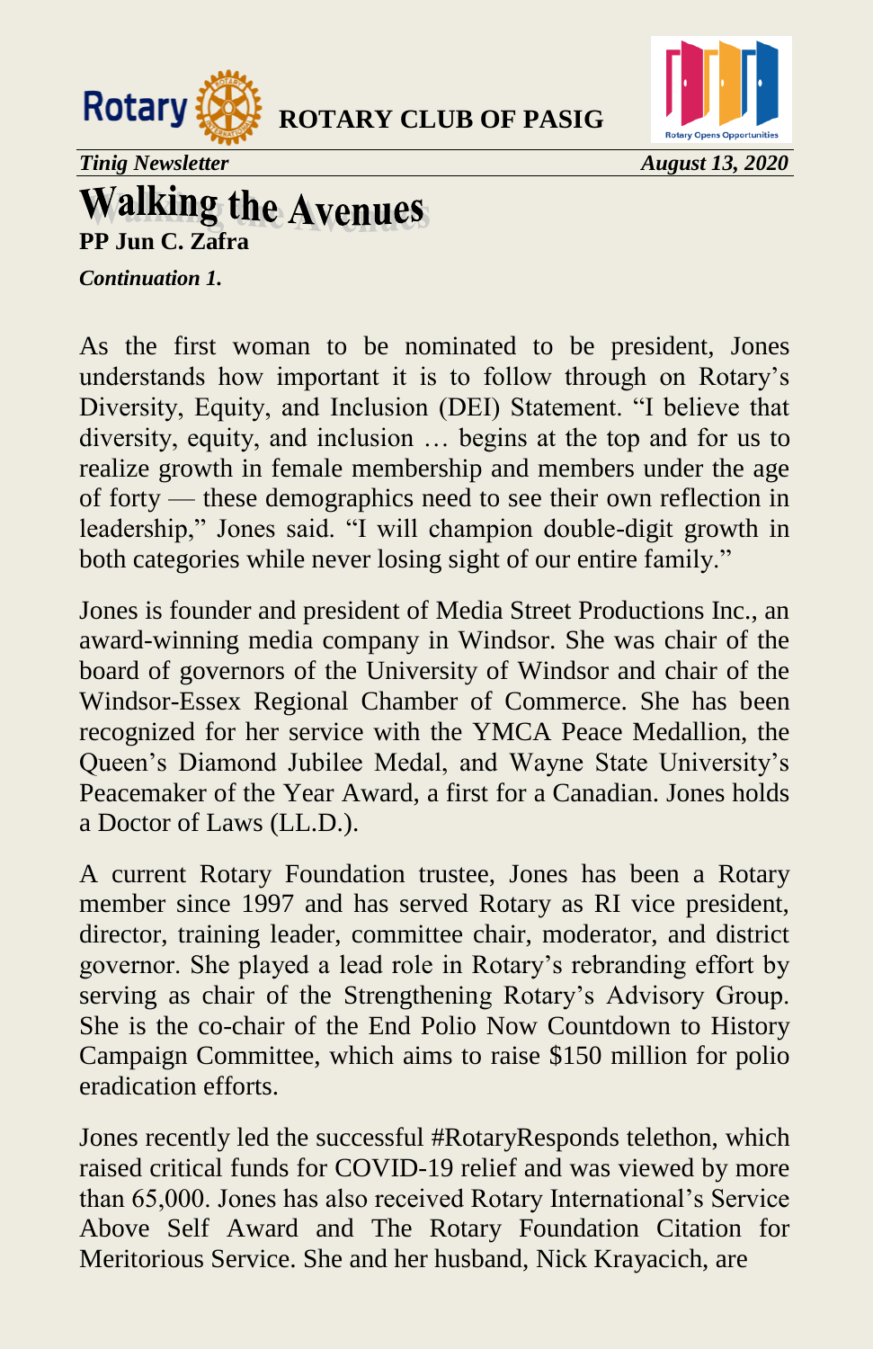# Walking the Avenues

**PP Jun C. Zafra**

***Continuation 1.***

As the first woman to be nominated to be president, Jones understands how important it is to follow through on Rotary's Diversity, Equity, and Inclusion (DEI) Statement. "I believe that diversity, equity, and inclusion … begins at the top and for us to realize growth in female membership and members under the age of forty — these demographics need to see their own reflection in leadership," Jones said. "I will champion double-digit growth in both categories while never losing sight of our entire family."

Jones is founder and president of Media Street Productions Inc., an award-winning media company in Windsor. She was chair of the board of governors of the University of Windsor and chair of the Windsor-Essex Regional Chamber of Commerce. She has been recognized for her service with the YMCA Peace Medallion, the Queen's Diamond Jubilee Medal, and Wayne State University's Peacemaker of the Year Award, a first for a Canadian. Jones holds a Doctor of Laws (LL.D.).

A current Rotary Foundation trustee, Jones has been a Rotary member since 1997 and has served Rotary as RI vice president, director, training leader, committee chair, moderator, and district governor. She played a lead role in Rotary's rebranding effort by serving as chair of the Strengthening Rotary's Advisory Group. She is the co-chair of the End Polio Now Countdown to History Campaign Committee, which aims to raise $150 million for polio eradication efforts.

Jones recently led the successful #RotaryResponds telethon, which raised critical funds for COVID-19 relief and was viewed by more than 65,000. Jones has also received Rotary International's Service Above Self Award and The Rotary Foundation Citation for Meritorious Service. She and her husband, Nick Krayacich, are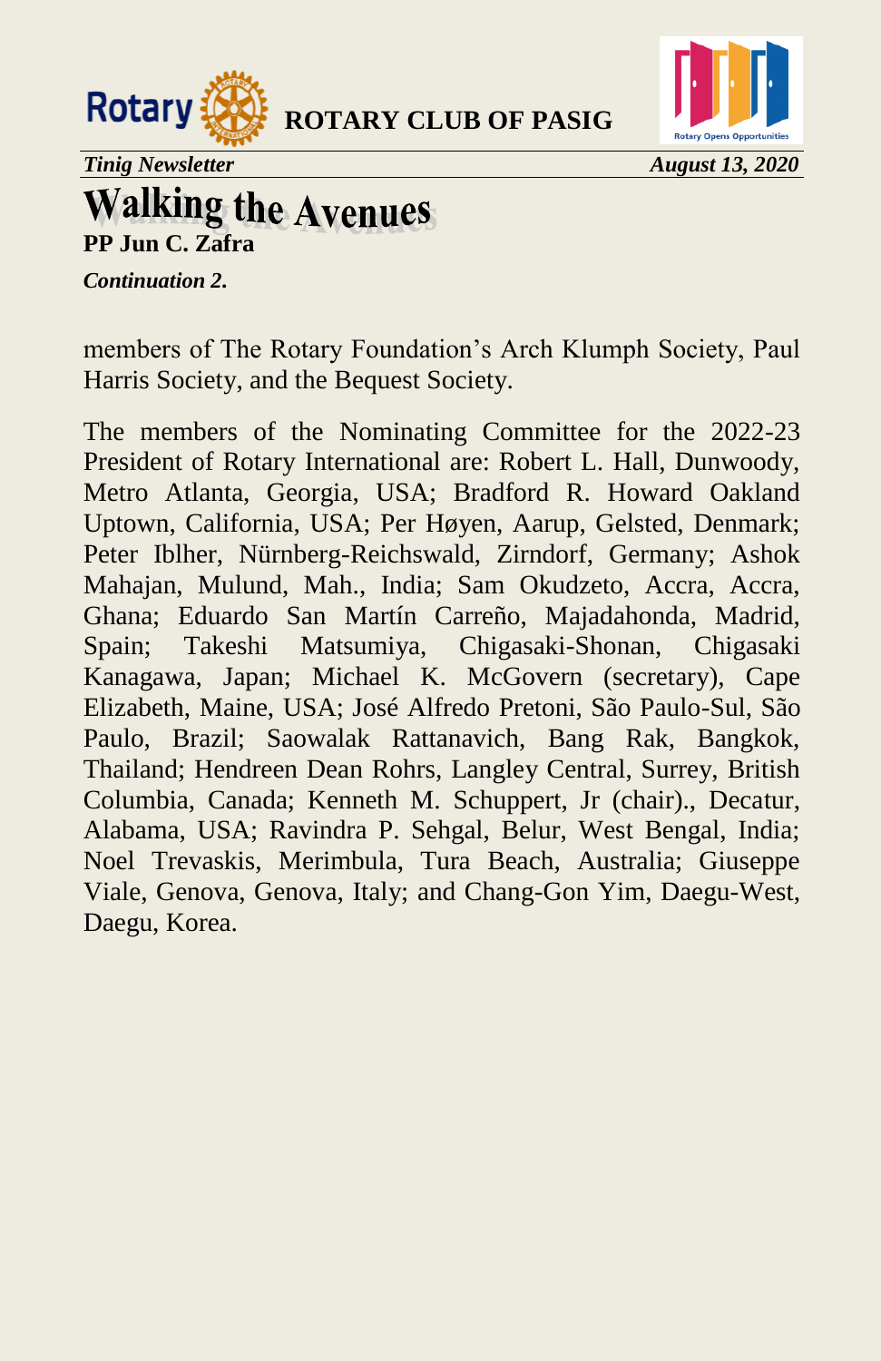# Walking the Avenues

**PP Jun C. Zafra**

***Continuation 2.***

members of The Rotary Foundation's Arch Klumph Society, Paul Harris Society, and the Bequest Society.

The members of the Nominating Committee for the 2022-23 President of Rotary International are: Robert L. Hall, Dunwoody, Metro Atlanta, Georgia, USA; Bradford R. Howard Oakland Uptown, California, USA; Per Høyen, Aarup, Gelsted, Denmark; Peter Iblher, Nürnberg-Reichswald, Zirndorf, Germany; Ashok Mahajan, Mulund, Mah., India; Sam Okudzeto, Accra, Accra, Ghana; Eduardo San Martín Carreño, Majadahonda, Madrid, Spain; Takeshi Matsumiya, Chigasaki-Shonan, Chigasaki Kanagawa, Japan; Michael K. McGovern (secretary), Cape Elizabeth, Maine, USA; José Alfredo Pretoni, São Paulo-Sul, São Paulo, Brazil; Saowalak Rattanavich, Bang Rak, Bangkok, Thailand; Hendreen Dean Rohrs, Langley Central, Surrey, British Columbia, Canada; Kenneth M. Schuppert, Jr (chair)., Decatur, Alabama, USA; Ravindra P. Sehgal, Belur, West Bengal, India; Noel Trevaskis, Merimbula, Tura Beach, Australia; Giuseppe Viale, Genova, Genova, Italy; and Chang-Gon Yim, Daegu-West, Daegu, Korea.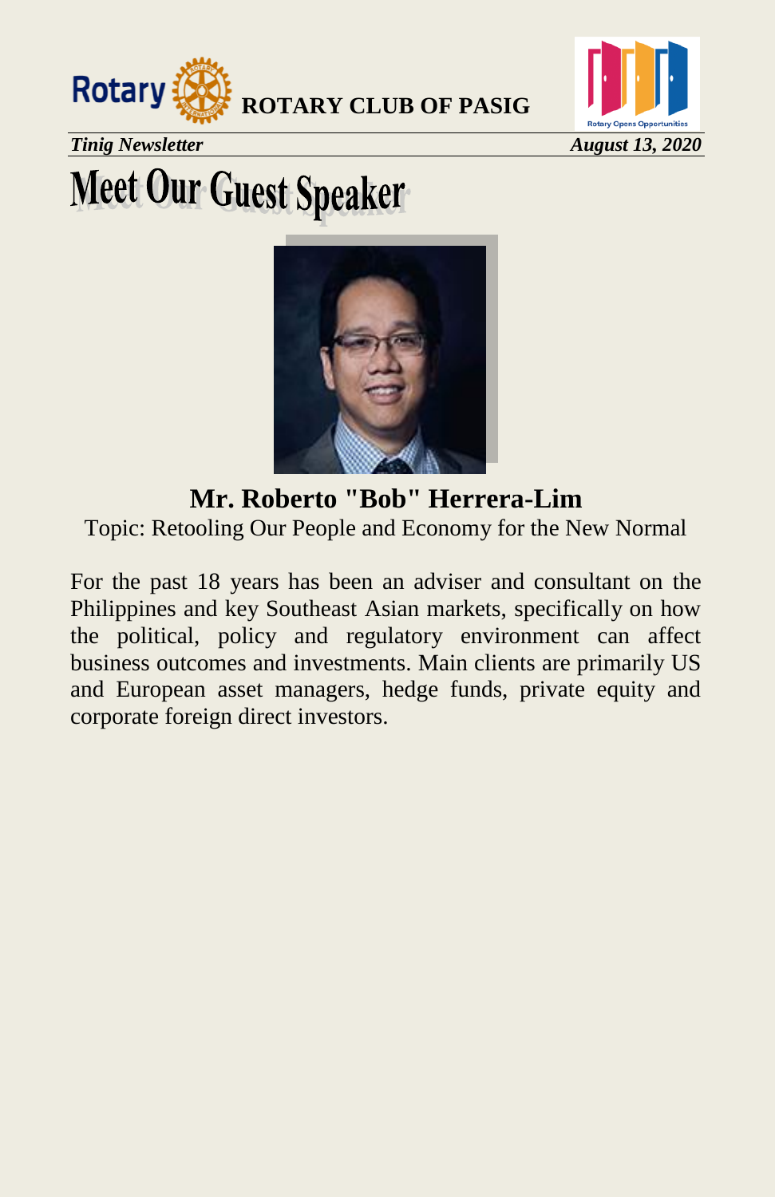# Meet Our Guest Speaker

**Mr. Roberto "Bob" Herrera-Lim**

Topic: Retooling Our People and Economy for the New Normal

For the past 18 years has been an adviser and consultant on the Philippines and key Southeast Asian markets, specifically on how the political, policy and regulatory environment can affect business outcomes and investments. Main clients are primarily US and European asset managers, hedge funds, private equity and corporate foreign direct investors.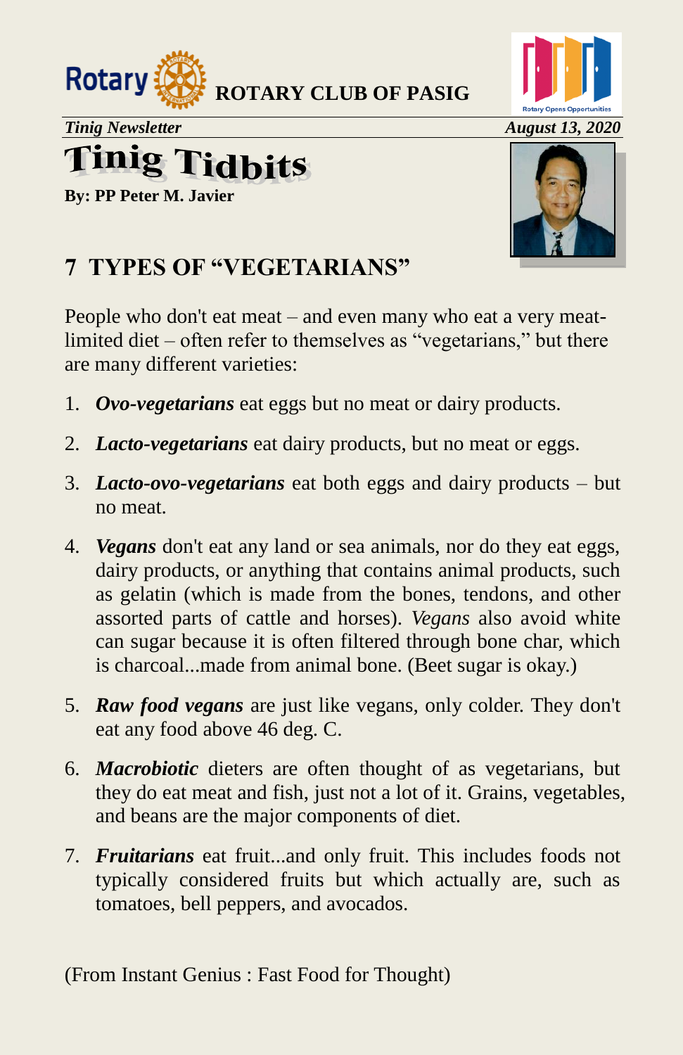**ROTARY CLUB OF PASIG**

*Tinig Newsletter* — *August 13, 2020*

# Tinig Tidbits

**By: PP Peter M. Javier**

## 7 TYPES OF "VEGETARIANS"

People who don't eat meat – and even many who eat a very meat-limited diet – often refer to themselves as "vegetarians," but there are many different varieties:

1. ***Ovo-vegetarians*** eat eggs but no meat or dairy products.
2. ***Lacto-vegetarians*** eat dairy products, but no meat or eggs.
3. ***Lacto-ovo-vegetarians*** eat both eggs and dairy products – but no meat.
4. ***Vegans*** don't eat any land or sea animals, nor do they eat eggs, dairy products, or anything that contains animal products, such as gelatin (which is made from the bones, tendons, and other assorted parts of cattle and horses). *Vegans* also avoid white can sugar because it is often filtered through bone char, which is charcoal...made from animal bone. (Beet sugar is okay.)
5. ***Raw food vegans*** are just like vegans, only colder. They don't eat any food above 46 deg. C.
6. ***Macrobiotic*** dieters are often thought of as vegetarians, but they do eat meat and fish, just not a lot of it. Grains, vegetables, and beans are the major components of diet.
7. ***Fruitarians*** eat fruit...and only fruit. This includes foods not typically considered fruits but which actually are, such as tomatoes, bell peppers, and avocados.

(From Instant Genius : Fast Food for Thought)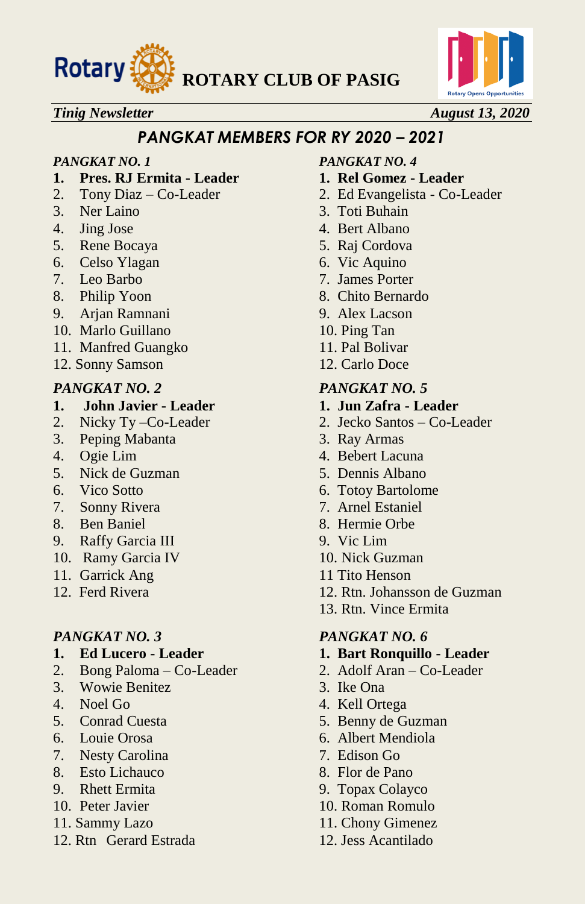**ROTARY CLUB OF PASIG**

*Tinig Newsletter* *August 13, 2020*

## *PANGKAT MEMBERS FOR RY 2020 – 2021*

*PANGKAT NO. 1*

1. **Pres. RJ Ermita - Leader**
2. Tony Diaz – Co-Leader
3. Ner Laino
4. Jing Jose
5. Rene Bocaya
6. Celso Ylagan
7. Leo Barbo
8. Philip Yoon
9. Arjan Ramnani
10. Marlo Guillano
11. Manfred Guangko
12. Sonny Samson

*PANGKAT NO. 2*

1. **John Javier - Leader**
2. Nicky Ty –Co-Leader
3. Peping Mabanta
4. Ogie Lim
5. Nick de Guzman
6. Vico Sotto
7. Sonny Rivera
8. Ben Baniel
9. Raffy Garcia III
10. Ramy Garcia IV
11. Garrick Ang
12. Ferd Rivera

*PANGKAT NO. 3*

1. **Ed Lucero - Leader**
2. Bong Paloma – Co-Leader
3. Wowie Benitez
4. Noel Go
5. Conrad Cuesta
6. Louie Orosa
7. Nesty Carolina
8. Esto Lichauco
9. Rhett Ermita
10. Peter Javier
11. Sammy Lazo
12. Rtn Gerard Estrada

*PANGKAT NO. 4*

1. **Rel Gomez - Leader**
2. Ed Evangelista - Co-Leader
3. Toti Buhain
4. Bert Albano
5. Raj Cordova
6. Vic Aquino
7. James Porter
8. Chito Bernardo
9. Alex Lacson
10. Ping Tan
11. Pal Bolivar
12. Carlo Doce

*PANGKAT NO. 5*

1. **Jun Zafra - Leader**
2. Jecko Santos – Co-Leader
3. Ray Armas
4. Bebert Lacuna
5. Dennis Albano
6. Totoy Bartolome
7. Arnel Estaniel
8. Hermie Orbe
9. Vic Lim
10. Nick Guzman
11. Tito Henson
12. Rtn. Johansson de Guzman
13. Rtn. Vince Ermita

*PANGKAT NO. 6*

1. **Bart Ronquillo - Leader**
2. Adolf Aran – Co-Leader
3. Ike Ona
4. Kell Ortega
5. Benny de Guzman
6. Albert Mendiola
7. Edison Go
8. Flor de Pano
9. Topax Colayco
10. Roman Romulo
11. Chony Gimenez
12. Jess Acantilado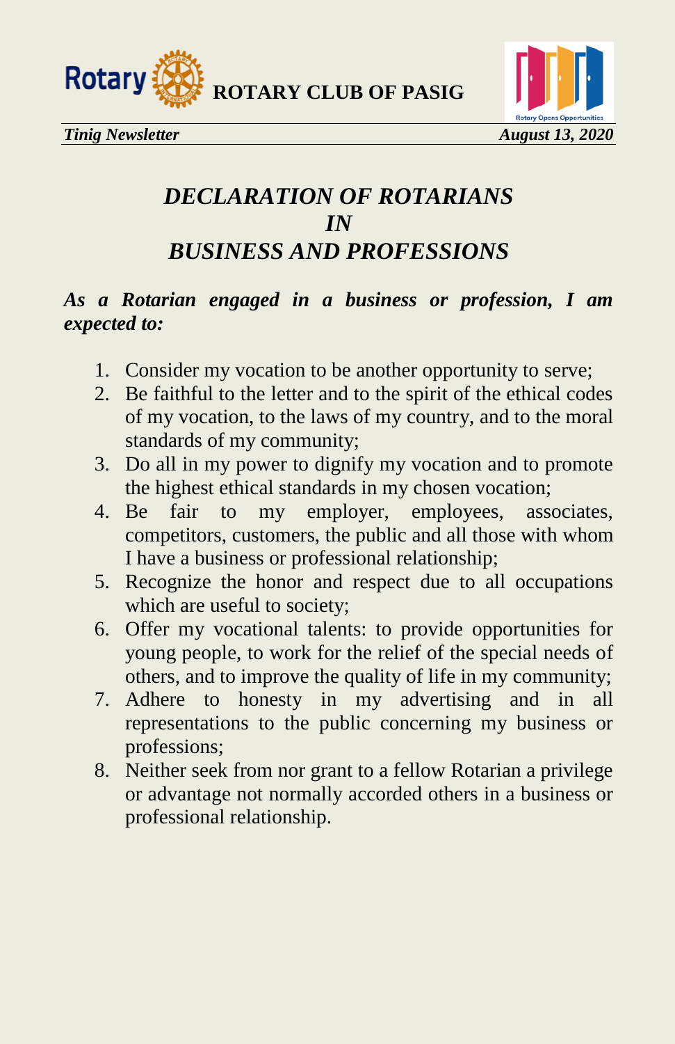# *DECLARATION OF ROTARIANS IN BUSINESS AND PROFESSIONS*

***As a Rotarian engaged in a business or profession, I am expected to:***

1. Consider my vocation to be another opportunity to serve;
2. Be faithful to the letter and to the spirit of the ethical codes of my vocation, to the laws of my country, and to the moral standards of my community;
3. Do all in my power to dignify my vocation and to promote the highest ethical standards in my chosen vocation;
4. Be fair to my employer, employees, associates, competitors, customers, the public and all those with whom I have a business or professional relationship;
5. Recognize the honor and respect due to all occupations which are useful to society;
6. Offer my vocational talents: to provide opportunities for young people, to work for the relief of the special needs of others, and to improve the quality of life in my community;
7. Adhere to honesty in my advertising and in all representations to the public concerning my business or professions;
8. Neither seek from nor grant to a fellow Rotarian a privilege or advantage not normally accorded others in a business or professional relationship.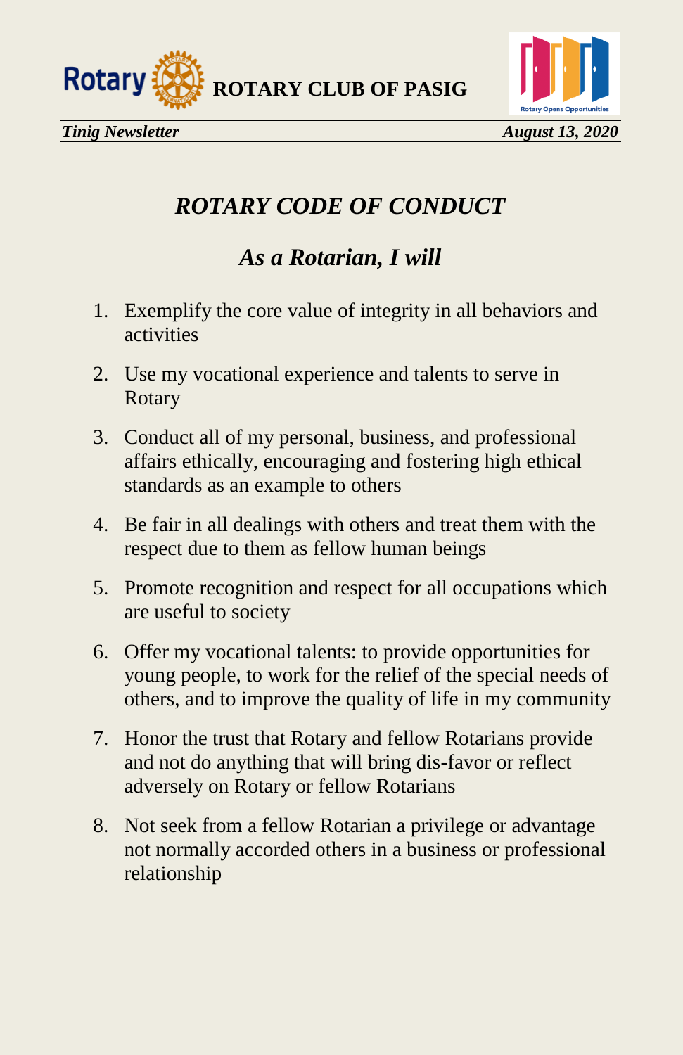# *ROTARY CODE OF CONDUCT*

## *As a Rotarian, I will*

1. Exemplify the core value of integrity in all behaviors and activities
2. Use my vocational experience and talents to serve in Rotary
3. Conduct all of my personal, business, and professional affairs ethically, encouraging and fostering high ethical standards as an example to others
4. Be fair in all dealings with others and treat them with the respect due to them as fellow human beings
5. Promote recognition and respect for all occupations which are useful to society
6. Offer my vocational talents: to provide opportunities for young people, to work for the relief of the special needs of others, and to improve the quality of life in my community
7. Honor the trust that Rotary and fellow Rotarians provide and not do anything that will bring dis-favor or reflect adversely on Rotary or fellow Rotarians
8. Not seek from a fellow Rotarian a privilege or advantage not normally accorded others in a business or professional relationship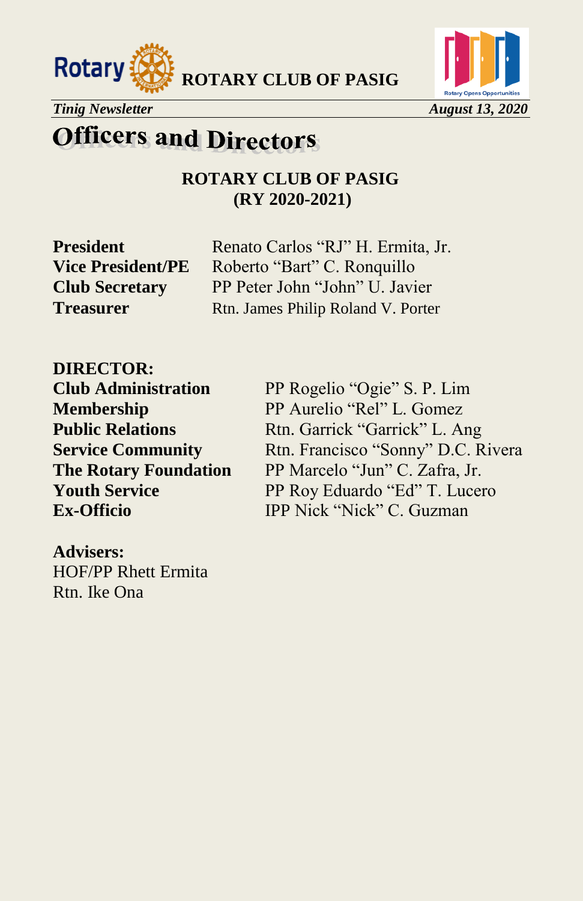# Officers and Directors

**ROTARY CLUB OF PASIG**
**(RY 2020-2021)**

**President** Renato Carlos "RJ" H. Ermita, Jr.
**Vice President/PE** Roberto "Bart" C. Ronquillo
**Club Secretary** PP Peter John "John" U. Javier
**Treasurer** Rtn. James Philip Roland V. Porter

**DIRECTOR:**
**Club Administration** PP Rogelio "Ogie" S. P. Lim
**Membership** PP Aurelio "Rel" L. Gomez
**Public Relations** Rtn. Garrick "Garrick" L. Ang
**Service Community** Rtn. Francisco "Sonny" D.C. Rivera
**The Rotary Foundation** PP Marcelo "Jun" C. Zafra, Jr.
**Youth Service** PP Roy Eduardo "Ed" T. Lucero
**Ex-Officio** IPP Nick "Nick" C. Guzman

**Advisers:**
HOF/PP Rhett Ermita
Rtn. Ike Ona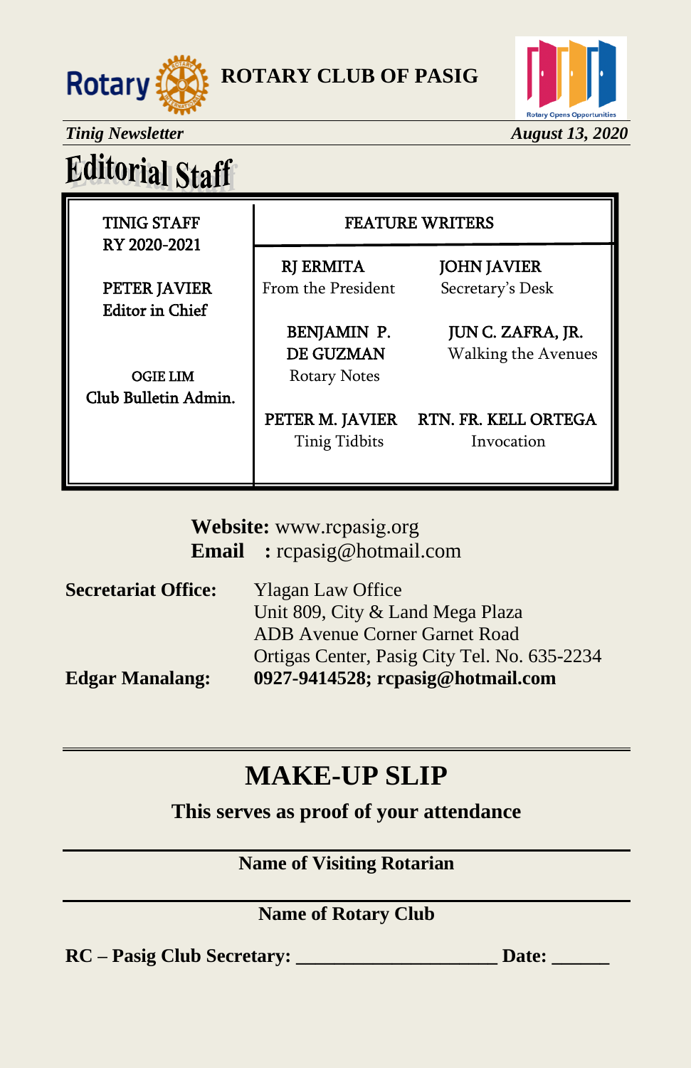**ROTARY CLUB OF PASIG**

*Tinig Newsletter* *August 13, 2020*

# Editorial Staff

| | | |
|---|---|---|
| TINIG STAFF RY 2020-2021 | FEATURE WRITERS | |
| PETER JAVIER Editor in Chief | RJ ERMITA From the President | JOHN JAVIER Secretary's Desk |
| OGIE LIM Club Bulletin Admin. | BENJAMIN P. DE GUZMAN Rotary Notes | JUN C. ZAFRA, JR. Walking the Avenues |
| | PETER M. JAVIER Tinig Tidbits | RTN. FR. KELL ORTEGA Invocation |

**Website:** www.rcpasig.org
**Email :** rcpasig@hotmail.com

**Secretariat Office:** Ylagan Law Office
Unit 809, City & Land Mega Plaza
ADB Avenue Corner Garnet Road
Ortigas Center, Pasig City Tel. No. 635-2234

**Edgar Manalang:** **0927-9414528; rcpasig@hotmail.com**

---

## MAKE-UP SLIP

**This serves as proof of your attendance**

---

**Name of Visiting Rotarian**

---

**Name of Rotary Club**

**RC – Pasig Club Secretary: ____________________ Date: ______**